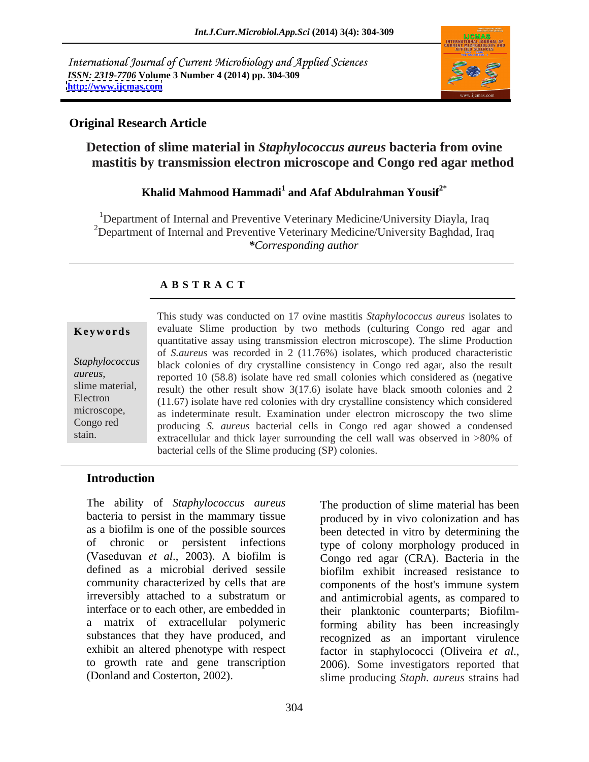International Journal of Current Microbiology and Applied Sciences
*ISSN: 2319-7706* **Volume 3 Number 4 (2014) pp. 304-309**
**http://www.ijcmas.com**

**Original Research Article**

# Detection of slime material in *Staphylococcus aureus* bacteria from ovine mastitis by transmission electron microscope and Congo red agar method

**Khalid Mahmood Hammadi[1] and Afaf Abdulrahman Yousif[2*]**

[1]Department of Internal and Preventive Veterinary Medicine/University Diayla, Iraq
[2]Department of Internal and Preventive Veterinary Medicine/University Baghdad, Iraq
***Corresponding author**

## A B S T R A C T

**Keywords**

*Staphylococcus aureus,* slime material, Electron microscope, Congo red stain.

This study was conducted on 17 ovine mastitis *Staphylococcus aureus* isolates to evaluate Slime production by two methods (culturing Congo red agar and quantitative assay using transmission electron microscope). The slime Production of *S.aureus* was recorded in 2 (11.76%) isolates, which produced characteristic black colonies of dry crystalline consistency in Congo red agar, also the result reported 10 (58.8) isolate have red small colonies which considered as (negative result) the other result show 3(17.6) isolate have black smooth colonies and 2 (11.67) isolate have red colonies with dry crystalline consistency which considered as indeterminate result. Examination under electron microscopy the two slime producing *S. aureus* bacterial cells in Congo red agar showed a condensed extracellular and thick layer surrounding the cell wall was observed in >80% of bacterial cells of the Slime producing (SP) colonies.

## Introduction

The ability of *Staphylococcus aureus* bacteria to persist in the mammary tissue as a biofilm is one of the possible sources of chronic or persistent infections (Vaseduvan *et al*., 2003). A biofilm is defined as a microbial derived sessile community characterized by cells that are irreversibly attached to a substratum or interface or to each other, are embedded in a matrix of extracellular polymeric substances that they have produced, and exhibit an altered phenotype with respect to growth rate and gene transcription (Donland and Costerton, 2002).

The production of slime material has been produced by in vivo colonization and has been detected in vitro by determining the type of colony morphology produced in Congo red agar (CRA). Bacteria in the biofilm exhibit increased resistance to components of the host's immune system and antimicrobial agents, as compared to their planktonic counterparts; Biofilm-forming ability has been increasingly recognized as an important virulence factor in staphylococci (Oliveira *et al*., 2006). Some investigators reported that slime producing *Staph. aureus* strains had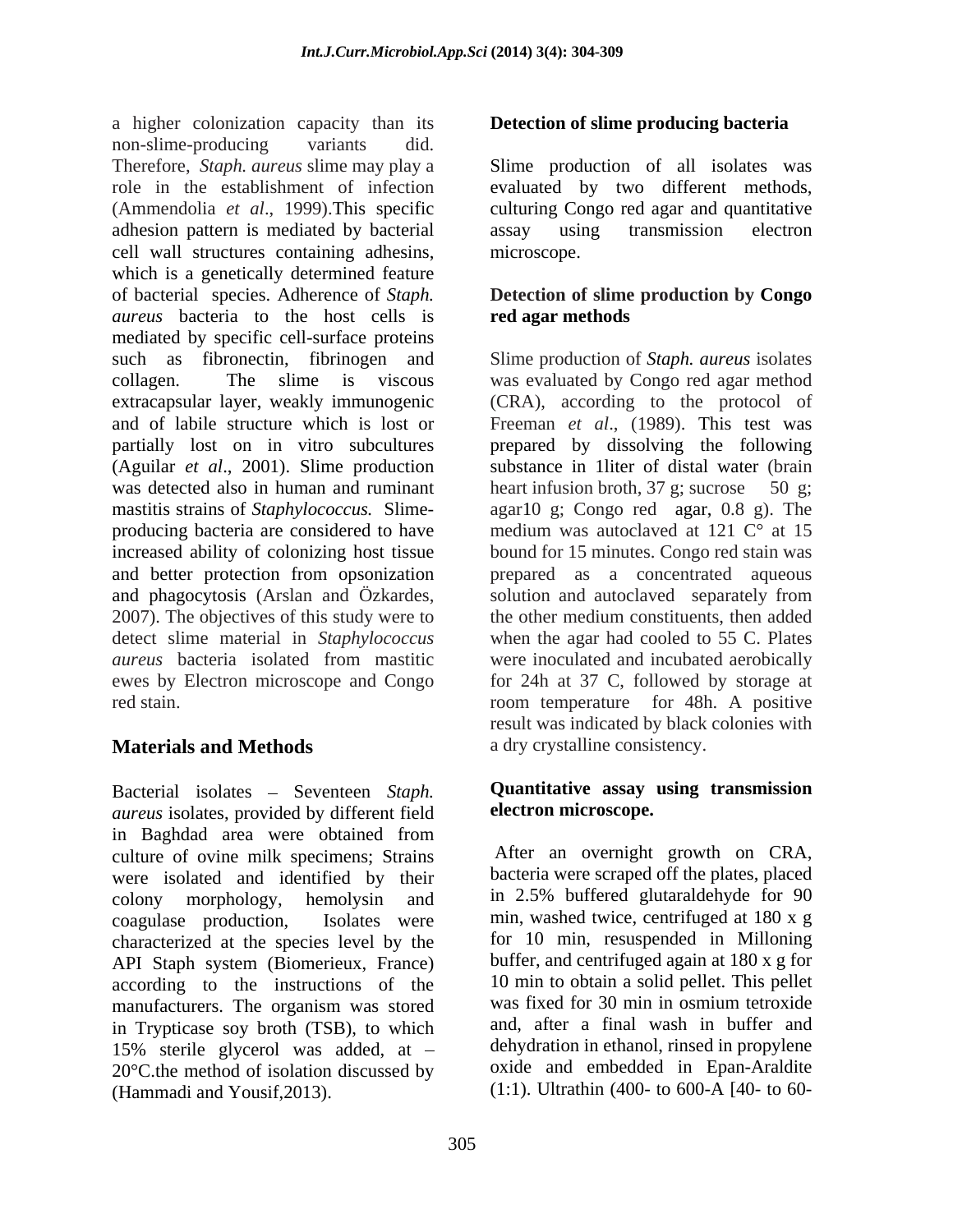a higher colonization capacity than its non-slime-producing variants did. Therefore, *Staph. aureus* slime may play a role in the establishment of infection (Ammendolia *et al*., 1999).This specific adhesion pattern is mediated by bacterial cell wall structures containing adhesins, which is a genetically determined feature of bacterial species. Adherence of *Staph. aureus* bacteria to the host cells is mediated by specific cell-surface proteins such as fibronectin, fibrinogen and collagen. The slime is viscous extracapsular layer, weakly immunogenic and of labile structure which is lost or partially lost on in vitro subcultures (Aguilar *et al*., 2001). Slime production was detected also in human and ruminant mastitis strains of *Staphylococcus.* Slime-producing bacteria are considered to have increased ability of colonizing host tissue and better protection from opsonization and phagocytosis (Arslan and Özkardes, 2007). The objectives of this study were to detect slime material in *Staphylococcus aureus* bacteria isolated from mastitic ewes by Electron microscope and Congo red stain.

## Materials and Methods

Bacterial isolates – Seventeen *Staph. aureus* isolates, provided by different field in Baghdad area were obtained from culture of ovine milk specimens; Strains were isolated and identified by their colony morphology, hemolysin and coagulase production, Isolates were characterized at the species level by the API Staph system (Biomerieux, France) according to the instructions of the manufacturers. The organism was stored in Trypticase soy broth (TSB), to which 15% sterile glycerol was added, at – 20°C.the method of isolation discussed by (Hammadi and Yousif,2013).

### Detection of slime producing bacteria

Slime production of all isolates was evaluated by two different methods, culturing Congo red agar and quantitative assay using transmission electron microscope.

### Detection of slime production by Congo red agar methods

Slime production of *Staph. aureus* isolates was evaluated by Congo red agar method (CRA), according to the protocol of Freeman *et al*., (1989). This test was prepared by dissolving the following substance in 1liter of distal water (brain heart infusion broth, 37 g; sucrose 50 g; agar10 g; Congo red agar, 0.8 g). The medium was autoclaved at 121 C° at 15 bound for 15 minutes. Congo red stain was prepared as a concentrated aqueous solution and autoclaved separately from the other medium constituents, then added when the agar had cooled to 55 C. Plates were inoculated and incubated aerobically for 24h at 37 C, followed by storage at room temperature for 48h. A positive result was indicated by black colonies with a dry crystalline consistency.

### Quantitative assay using transmission electron microscope.

After an overnight growth on CRA, bacteria were scraped off the plates, placed in 2.5% buffered glutaraldehyde for 90 min, washed twice, centrifuged at 180 x g for 10 min, resuspended in Milloning buffer, and centrifuged again at 180 x g for 10 min to obtain a solid pellet. This pellet was fixed for 30 min in osmium tetroxide and, after a final wash in buffer and dehydration in ethanol, rinsed in propylene oxide and embedded in Epan-Araldite (1:1). Ultrathin (400- to 600-A [40- to 60-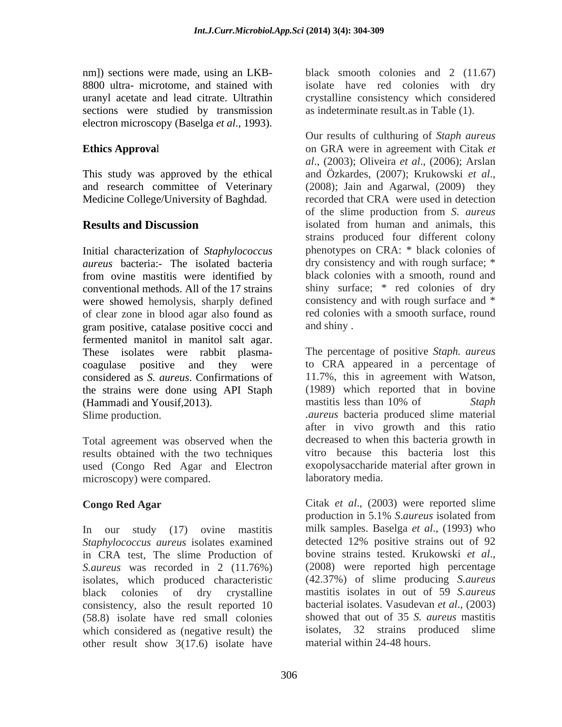nm]) sections were made, using an LKB-8800 ultra- microtome, and stained with uranyl acetate and lead citrate. Ultrathin sections were studied by transmission electron microscopy (Baselga *et al*., 1993).

**Ethics Approval**

This study was approved by the ethical and research committee of Veterinary Medicine College/University of Baghdad.

## Results and Discussion

Initial characterization of *Staphylococcus aureus* bacteria:- The isolated bacteria from ovine mastitis were identified by conventional methods. All of the 17 strains were showed hemolysis, sharply defined of clear zone in blood agar also found as gram positive, catalase positive cocci and fermented manitol in manitol salt agar. These isolates were rabbit plasma-coagulase positive and they were considered as *S. aureus*. Confirmations of the strains were done using API Staph (Hammadi and Yousif,2013).

Slime production.

Total agreement was observed when the results obtained with the two techniques used (Congo Red Agar and Electron microscopy) were compared.

**Congo Red Agar**

In our study (17) ovine mastitis *Staphylococcus aureus* isolates examined in CRA test, The slime Production of *S.aureus* was recorded in 2 (11.76%) isolates, which produced characteristic black colonies of dry crystalline consistency, also the result reported 10 (58.8) isolate have red small colonies which considered as (negative result) the other result show 3(17.6) isolate have black smooth colonies and 2 (11.67) isolate have red colonies with dry crystalline consistency which considered as indeterminate result.as in Table (1).

Our results of culthuring of *Staph aureus* on GRA were in agreement with Citak *et al*., (2003); Oliveira *et al*., (2006); Arslan and Özkardes, (2007); Krukowski *et al*., (2008); Jain and Agarwal, (2009) they recorded that CRA were used in detection of the slime production from *S. aureus* isolated from human and animals, this strains produced four different colony phenotypes on CRA: * black colonies of dry consistency and with rough surface; * black colonies with a smooth, round and shiny surface; * red colonies of dry consistency and with rough surface and * red colonies with a smooth surface, round and shiny .

The percentage of positive *Staph. aureus* to CRA appeared in a percentage of 11.7%, this in agreement with Watson, (1989) which reported that in bovine mastitis less than 10% of *Staph .aureus* bacteria produced slime material after in vivo growth and this ratio decreased to when this bacteria growth in vitro because this bacteria lost this exopolysaccharide material after grown in laboratory media.

Citak *et al*., (2003) were reported slime production in 5.1% *S.aureus* isolated from milk samples. Baselga *et al*., (1993) who detected 12% positive strains out of 92 bovine strains tested. Krukowski *et al*., (2008) were reported high percentage (42.37%) of slime producing *S.aureus* mastitis isolates in out of 59 *S.aureus* bacterial isolates. Vasudevan *et al*., (2003) showed that out of 35 *S. aureus* mastitis isolates, 32 strains produced slime material within 24-48 hours.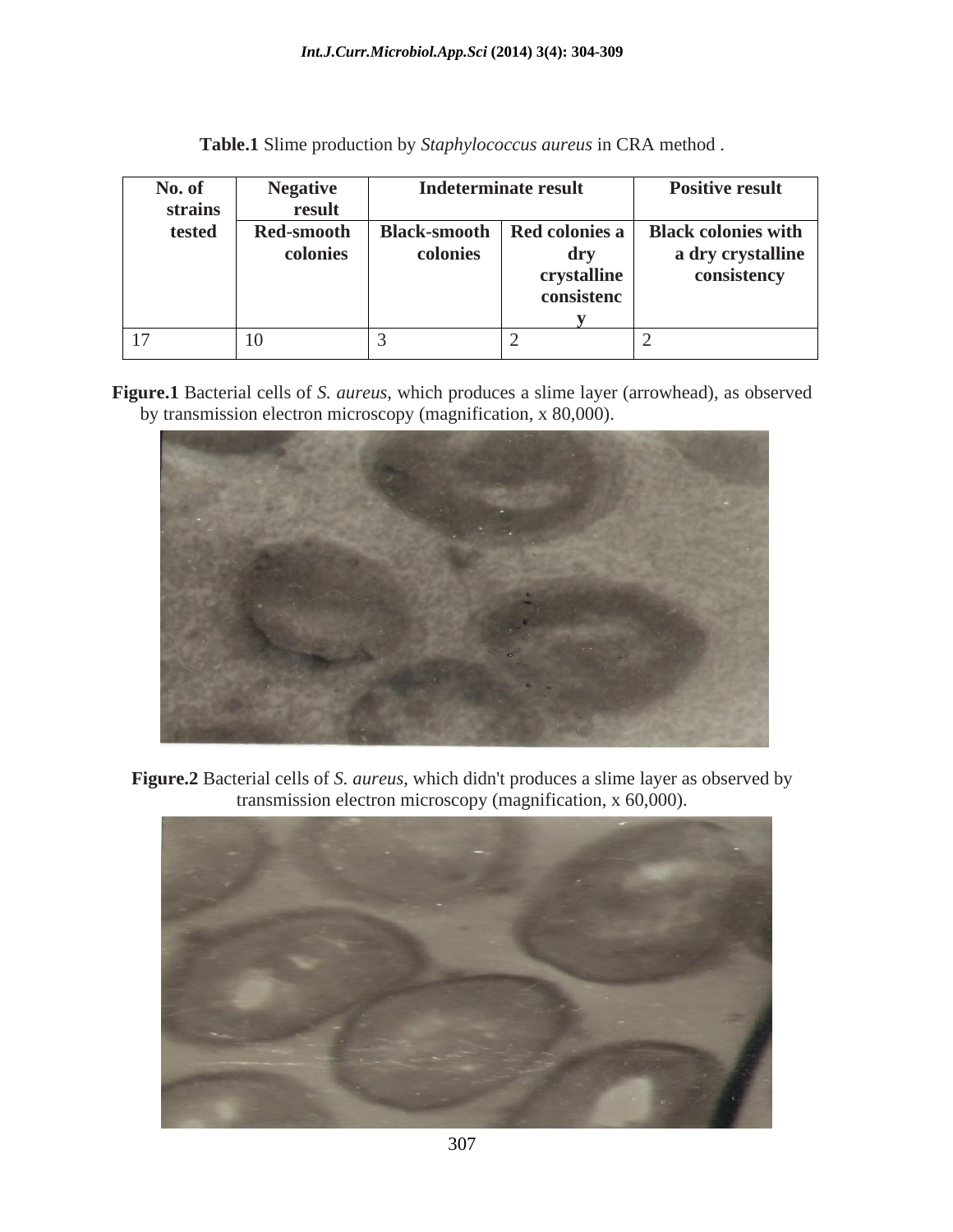**Table.1** Slime production by *Staphylococcus aureus* in CRA method .

| No. of strains tested | Negative result | Indeterminate result | | Positive result |
|---|---|---|---|---|
| | Red-smooth colonies | Black-smooth colonies | Red colonies a dry crystalline consistency | Black colonies with a dry crystalline consistency |
| 17 | 10 | 3 | 2 | 2 |

**Figure.1** Bacterial cells of *S. aureus*, which produces a slime layer (arrowhead), as observed by transmission electron microscopy (magnification, x 80,000).

**Figure.2** Bacterial cells of *S. aureus*, which didn't produces a slime layer as observed by transmission electron microscopy (magnification, x 60,000).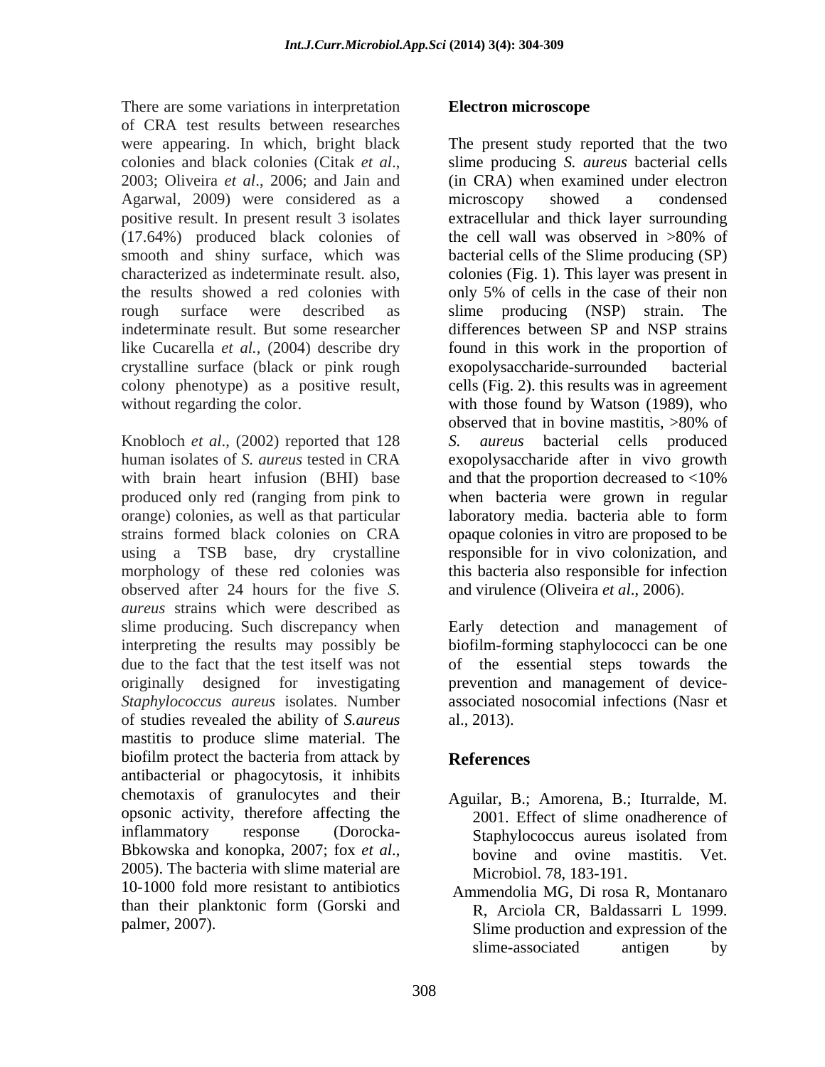There are some variations in interpretation of CRA test results between researches were appearing. In which, bright black colonies and black colonies (Citak *et al*., 2003; Oliveira *et al*., 2006; and Jain and Agarwal, 2009) were considered as a positive result. In present result 3 isolates (17.64%) produced black colonies of smooth and shiny surface, which was characterized as indeterminate result. also, the results showed a red colonies with rough surface were described as indeterminate result. But some researcher like Cucarella *et al.,* (2004) describe dry crystalline surface (black or pink rough colony phenotype) as a positive result, without regarding the color.

Knobloch *et al*., (2002) reported that 128 human isolates of *S. aureus* tested in CRA with brain heart infusion (BHI) base produced only red (ranging from pink to orange) colonies, as well as that particular strains formed black colonies on CRA using a TSB base, dry crystalline morphology of these red colonies was observed after 24 hours for the five *S. aureus* strains which were described as slime producing. Such discrepancy when interpreting the results may possibly be due to the fact that the test itself was not originally designed for investigating *Staphylococcus aureus* isolates. Number of studies revealed the ability of *S.aureus* mastitis to produce slime material. The biofilm protect the bacteria from attack by antibacterial or phagocytosis, it inhibits chemotaxis of granulocytes and their opsonic activity, therefore affecting the inflammatory response (Dorocka-Bbkowska and konopka, 2007; fox *et al*., 2005). The bacteria with slime material are 10-1000 fold more resistant to antibiotics than their planktonic form (Gorski and palmer, 2007).

**Electron microscope**

The present study reported that the two slime producing *S. aureus* bacterial cells (in CRA) when examined under electron microscopy showed a condensed extracellular and thick layer surrounding the cell wall was observed in >80% of bacterial cells of the Slime producing (SP) colonies (Fig. 1). This layer was present in only 5% of cells in the case of their non slime producing (NSP) strain. The differences between SP and NSP strains found in this work in the proportion of exopolysaccharide-surrounded bacterial cells (Fig. 2). this results was in agreement with those found by Watson (1989), who observed that in bovine mastitis, >80% of *S. aureus* bacterial cells produced exopolysaccharide after in vivo growth and that the proportion decreased to <10% when bacteria were grown in regular laboratory media. bacteria able to form opaque colonies in vitro are proposed to be responsible for in vivo colonization, and this bacteria also responsible for infection and virulence (Oliveira *et al*., 2006).

Early detection and management of biofilm-forming staphylococci can be one of the essential steps towards the prevention and management of device-associated nosocomial infections (Nasr et al., 2013).

## References

Aguilar, B.; Amorena, B.; Iturralde, M. 2001. Effect of slime onadherence of Staphylococcus aureus isolated from bovine and ovine mastitis. Vet. Microbiol. 78, 183-191.

Ammendolia MG, Di rosa R, Montanaro R, Arciola CR, Baldassarri L 1999. Slime production and expression of the slime-associated antigen by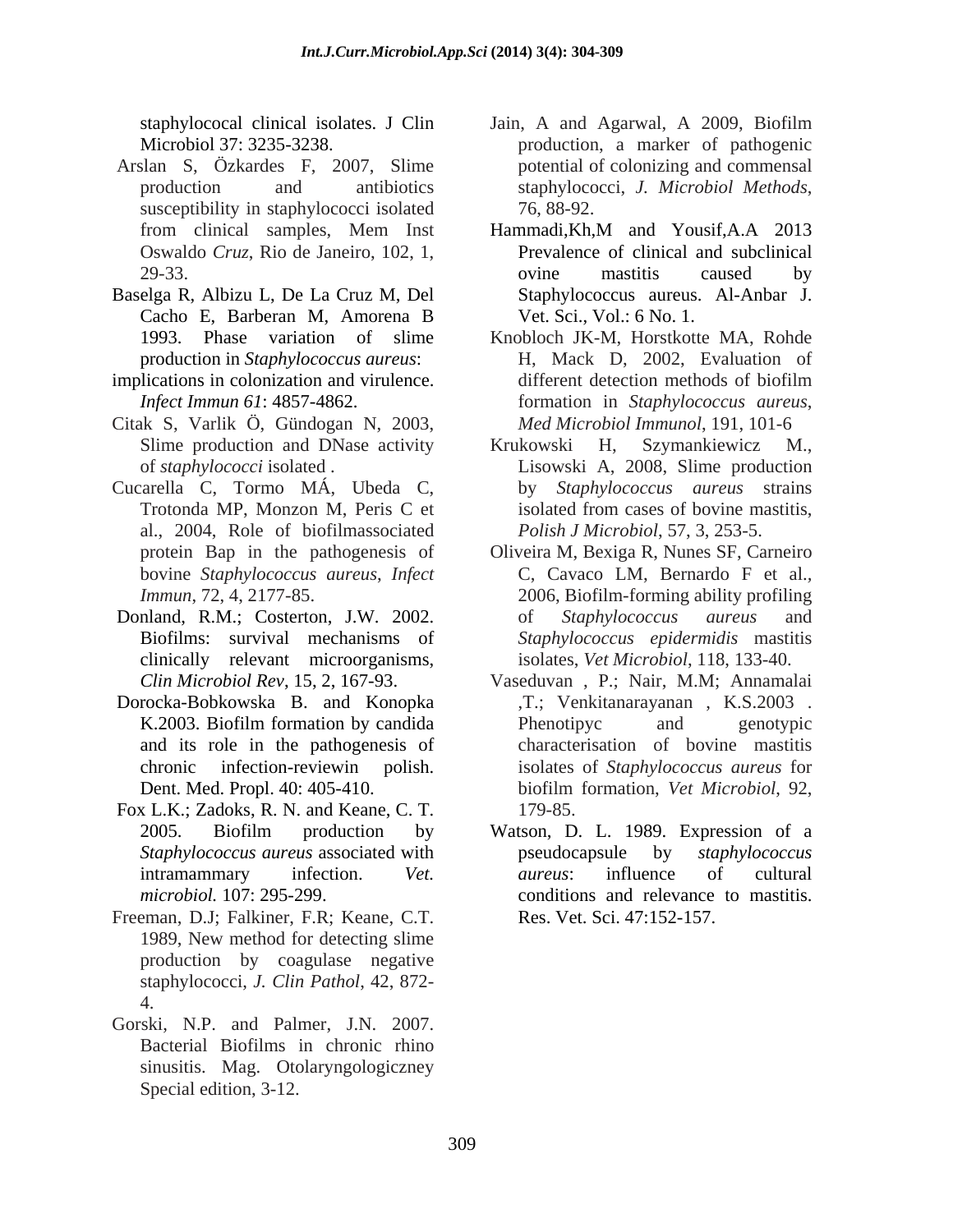staphylococal clinical isolates. J Clin Microbiol 37: 3235-3238.

Arslan S, Özkardes F, 2007, Slime production and antibiotics susceptibility in staphylococci isolated from clinical samples, Mem Inst Oswaldo *Cruz*, Rio de Janeiro, 102, 1, 29-33.

Baselga R, Albizu L, De La Cruz M, Del Cacho E, Barberan M, Amorena B 1993. Phase variation of slime production in *Staphylococcus aureus*: implications in colonization and virulence. *Infect Immun 61*: 4857-4862.

Citak S, Varlik Ö, Gündogan N, 2003, Slime production and DNase activity of *staphylococci* isolated .

Cucarella C, Tormo MÁ, Ubeda C, Trotonda MP, Monzon M, Peris C et al., 2004, Role of biofilmassociated protein Bap in the pathogenesis of bovine *Staphylococcus aureus*, *Infect Immun*, 72, 4, 2177-85.

Donland, R.M.; Costerton, J.W. 2002. Biofilms: survival mechanisms of clinically relevant microorganisms, *Clin Microbiol Rev*, 15, 2, 167-93.

Dorocka-Bobkowska B. and Konopka K.2003. Biofilm formation by candida and its role in the pathogenesis of chronic infection-reviewin polish. Dent. Med. Propl. 40: 405-410.

Fox L.K.; Zadoks, R. N. and Keane, C. T. 2005. Biofilm production by *Staphylococcus aureus* associated with intramammary infection. *Vet. microbiol.* 107: 295-299.

Freeman, D.J; Falkiner, F.R; Keane, C.T. 1989, New method for detecting slime production by coagulase negative staphylococci, *J. Clin Pathol*, 42, 872-4.

Gorski, N.P. and Palmer, J.N. 2007. Bacterial Biofilms in chronic rhino sinusitis. Mag. Otolaryngologiczney Special edition, 3-12.

Jain, A and Agarwal, A 2009, Biofilm production, a marker of pathogenic potential of colonizing and commensal staphylococci, *J. Microbiol Methods*, 76, 88-92.

Hammadi,Kh,M and Yousif,A.A 2013 Prevalence of clinical and subclinical ovine mastitis caused by Staphylococcus aureus. Al-Anbar J. Vet. Sci., Vol.: 6 No. 1.

Knobloch JK-M, Horstkotte MA, Rohde H, Mack D, 2002, Evaluation of different detection methods of biofilm formation in *Staphylococcus aureus*, *Med Microbiol Immunol*, 191, 101-6

Krukowski H, Szymankiewicz M., Lisowski A, 2008, Slime production by *Staphylococcus aureus* strains isolated from cases of bovine mastitis, *Polish J Microbiol*, 57, 3, 253-5.

Oliveira M, Bexiga R, Nunes SF, Carneiro C, Cavaco LM, Bernardo F et al., 2006, Biofilm-forming ability profiling of *Staphylococcus aureus* and *Staphylococcus epidermidis* mastitis isolates, *Vet Microbiol*, 118, 133-40.

Vaseduvan , P.; Nair, M.M; Annamalai ,T.; Venkitanarayanan , K.S.2003 . Phenotipyc and genotypic characterisation of bovine mastitis isolates of *Staphylococcus aureus* for biofilm formation, *Vet Microbiol*, 92, 179-85.

Watson, D. L. 1989. Expression of a pseudocapsule by *staphylococcus aureus*: influence of cultural conditions and relevance to mastitis. Res. Vet. Sci. 47:152-157.